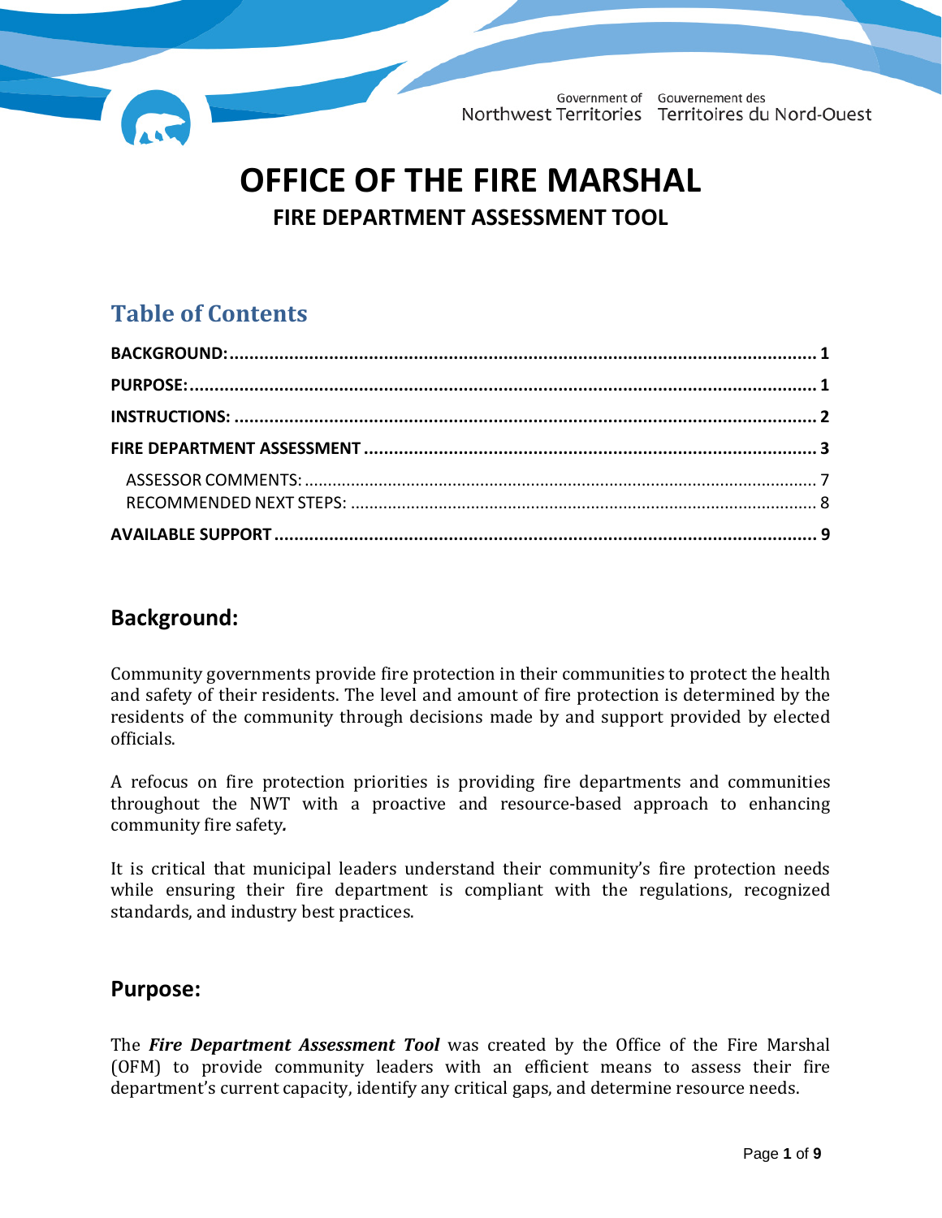Government of Northwest Territories / Gouvernement des Territoires du Nord-Ouest

# OFFICE OF THE FIRE MARSHAL

## FIRE DEPARTMENT ASSESSMENT TOOL

## Table of Contents

- **BACKGROUND:** ..... 1
- **PURPOSE:** ..... 1
- **INSTRUCTIONS:** ..... 2
- **FIRE DEPARTMENT ASSESSMENT** ..... 3
  - ASSESSOR COMMENTS: ..... 7
  - RECOMMENDED NEXT STEPS: ..... 8
- **AVAILABLE SUPPORT** ..... 9

## Background:

Community governments provide fire protection in their communities to protect the health and safety of their residents. The level and amount of fire protection is determined by the residents of the community through decisions made by and support provided by elected officials.

A refocus on fire protection priorities is providing fire departments and communities throughout the NWT with a proactive and resource-based approach to enhancing community fire safety.

It is critical that municipal leaders understand their community's fire protection needs while ensuring their fire department is compliant with the regulations, recognized standards, and industry best practices.

## Purpose:

The ***Fire Department Assessment Tool*** was created by the Office of the Fire Marshal (OFM) to provide community leaders with an efficient means to assess their fire department's current capacity, identify any critical gaps, and determine resource needs.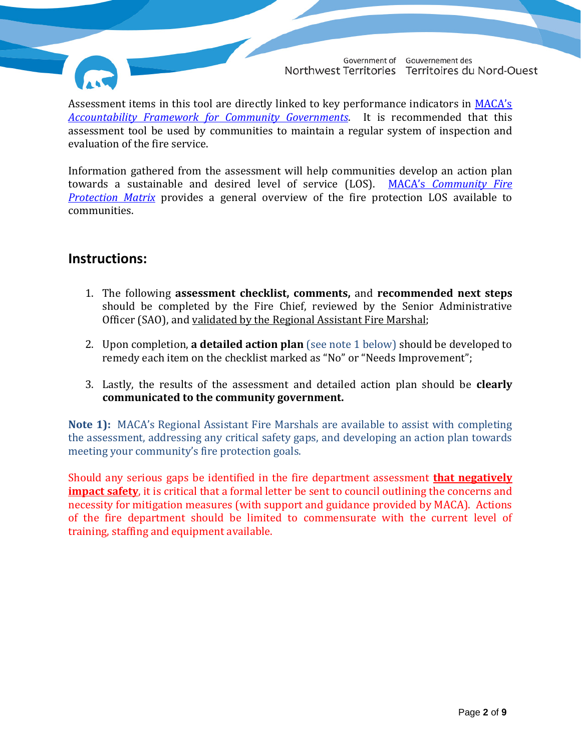Assessment items in this tool are directly linked to key performance indicators in MACA's *Accountability Framework for Community Governments*. It is recommended that this assessment tool be used by communities to maintain a regular system of inspection and evaluation of the fire service.

Information gathered from the assessment will help communities develop an action plan towards a sustainable and desired level of service (LOS). MACA's *Community Fire Protection Matrix* provides a general overview of the fire protection LOS available to communities.

## Instructions:

1. The following **assessment checklist, comments,** and **recommended next steps** should be completed by the Fire Chief, reviewed by the Senior Administrative Officer (SAO), and validated by the Regional Assistant Fire Marshal;

2. Upon completion, **a detailed action plan** (see note 1 below) should be developed to remedy each item on the checklist marked as "No" or "Needs Improvement";

3. Lastly, the results of the assessment and detailed action plan should be **clearly communicated to the community government.**

**Note 1):** MACA's Regional Assistant Fire Marshals are available to assist with completing the assessment, addressing any critical safety gaps, and developing an action plan towards meeting your community's fire protection goals.

Should any serious gaps be identified in the fire department assessment **that negatively impact safety**, it is critical that a formal letter be sent to council outlining the concerns and necessity for mitigation measures (with support and guidance provided by MACA). Actions of the fire department should be limited to commensurate with the current level of training, staffing and equipment available.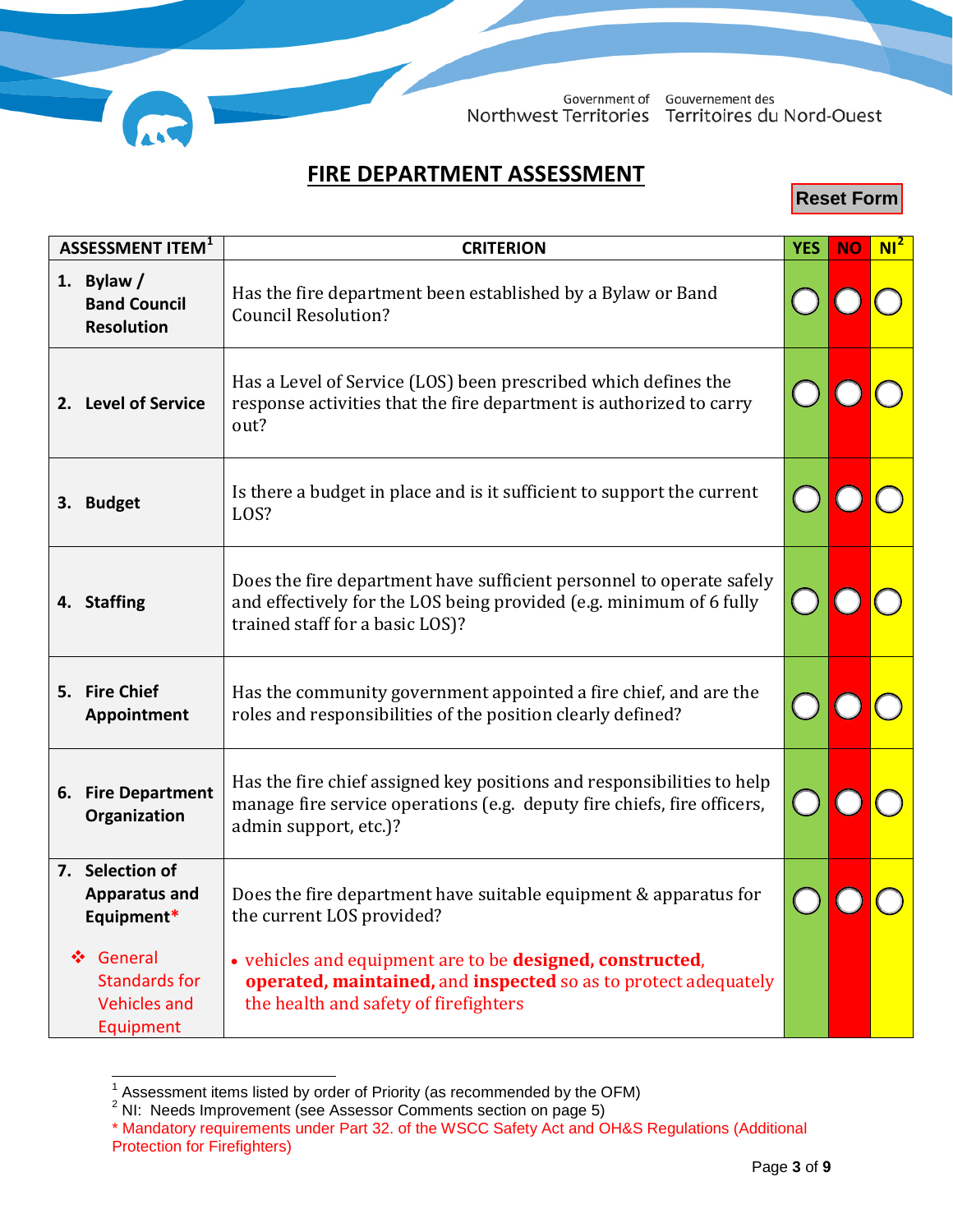Government of Northwest Territories | Gouvernement des Territoires du Nord-Ouest

# FIRE DEPARTMENT ASSESSMENT

Reset Form

| ASSESSMENT ITEM[1] | CRITERION | YES | NO | NI[2] |
|---|---|---|---|---|
| 1. **Bylaw / Band Council Resolution** | Has the fire department been established by a Bylaw or Band Council Resolution? | ○ | ○ | ○ |
| 2. **Level of Service** | Has a Level of Service (LOS) been prescribed which defines the response activities that the fire department is authorized to carry out? | ○ | ○ | ○ |
| 3. **Budget** | Is there a budget in place and is it sufficient to support the current LOS? | ○ | ○ | ○ |
| 4. **Staffing** | Does the fire department have sufficient personnel to operate safely and effectively for the LOS being provided (e.g. minimum of 6 fully trained staff for a basic LOS)? | ○ | ○ | ○ |
| 5. **Fire Chief Appointment** | Has the community government appointed a fire chief, and are the roles and responsibilities of the position clearly defined? | ○ | ○ | ○ |
| 6. **Fire Department Organization** | Has the fire chief assigned key positions and responsibilities to help manage fire service operations (e.g. deputy fire chiefs, fire officers, admin support, etc.)? | ○ | ○ | ○ |
| 7. **Selection of Apparatus and Equipment*** <br> ❖ General Standards for Vehicles and Equipment | Does the fire department have suitable equipment & apparatus for the current LOS provided? <br> • vehicles and equipment are to be **designed, constructed, operated, maintained,** and **inspected** so as to protect adequately the health and safety of firefighters | ○ | ○ | ○ |

[1] Assessment items listed by order of Priority (as recommended by the OFM)

[2] NI: Needs Improvement (see Assessor Comments section on page 5)

* Mandatory requirements under Part 32. of the WSCC Safety Act and OH&S Regulations (Additional Protection for Firefighters)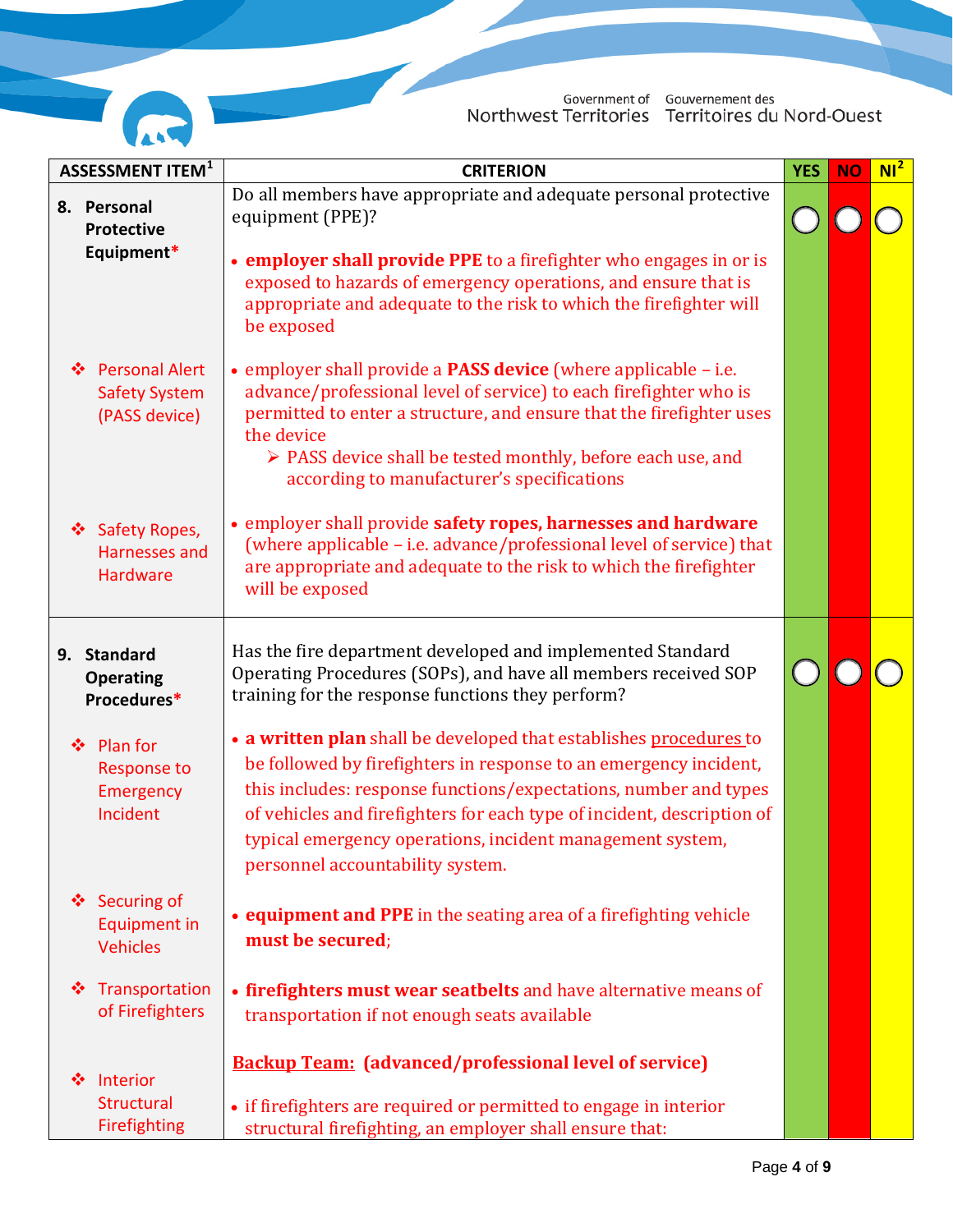| ASSESSMENT ITEM[1] | CRITERION | YES | NO | NI[2] |
|---|---|---|---|---|
| **8. Personal Protective Equipment*** | Do all members have appropriate and adequate personal protective equipment (PPE)?<br><br>• **employer shall provide PPE** to a firefighter who engages in or is exposed to hazards of emergency operations, and ensure that is appropriate and adequate to the risk to which the firefighter will be exposed | ◯ | ◯ | ◯ |
| ❖ Personal Alert Safety System (PASS device) | • employer shall provide a **PASS device** (where applicable – i.e. advance/professional level of service) to each firefighter who is permitted to enter a structure, and ensure that the firefighter uses the device<br>➢ PASS device shall be tested monthly, before each use, and according to manufacturer's specifications | | | |
| ❖ Safety Ropes, Harnesses and Hardware | • employer shall provide **safety ropes, harnesses and hardware** (where applicable – i.e. advance/professional level of service) that are appropriate and adequate to the risk to which the firefighter will be exposed | | | |
| **9. Standard Operating Procedures*** | Has the fire department developed and implemented Standard Operating Procedures (SOPs), and have all members received SOP training for the response functions they perform? | ◯ | ◯ | ◯ |
| ❖ Plan for Response to Emergency Incident | • **a written plan** shall be developed that establishes procedures to be followed by firefighters in response to an emergency incident, this includes: response functions/expectations, number and types of vehicles and firefighters for each type of incident, description of typical emergency operations, incident management system, personnel accountability system. | | | |
| ❖ Securing of Equipment in Vehicles | • **equipment and PPE** in the seating area of a firefighting vehicle **must be secured**; | | | |
| ❖ Transportation of Firefighters | • **firefighters must wear seatbelts** and have alternative means of transportation if not enough seats available | | | |
| ❖ Interior Structural Firefighting | **Backup Team: (advanced/professional level of service)**<br><br>• if firefighters are required or permitted to engage in interior structural firefighting, an employer shall ensure that: | | | |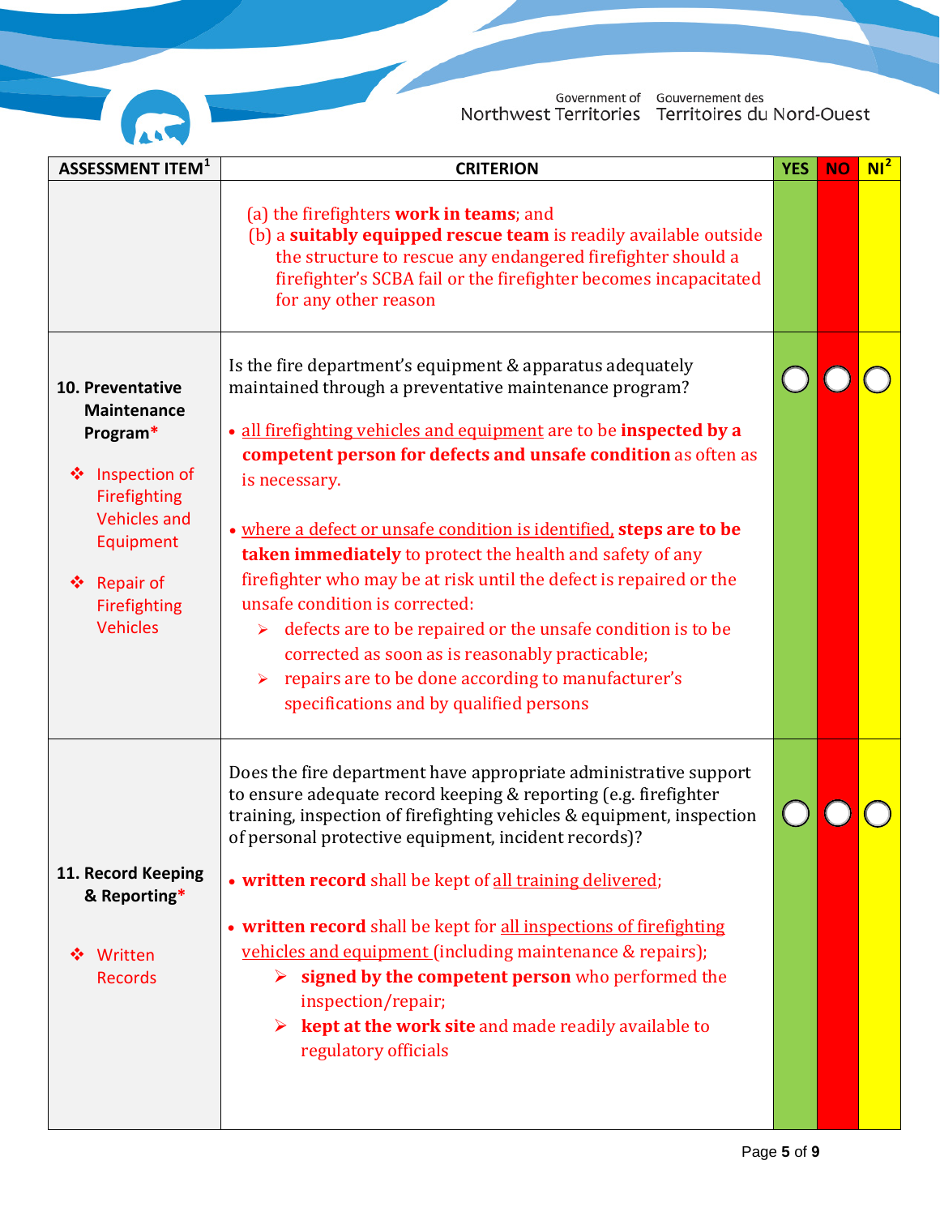| ASSESSMENT ITEM[1] | CRITERION | YES | NO | NI[2] |
|---|---|---|---|---|
| | (a) the firefighters **work in teams**; and<br>(b) a **suitably equipped rescue team** is readily available outside the structure to rescue any endangered firefighter should a firefighter's SCBA fail or the firefighter becomes incapacitated for any other reason | | | |
| **10. Preventative Maintenance Program***<br><br>❖ Inspection of Firefighting Vehicles and Equipment<br><br>❖ Repair of Firefighting Vehicles | Is the fire department's equipment & apparatus adequately maintained through a preventative maintenance program?<br><br>• all firefighting vehicles and equipment are to be **inspected by a competent person for defects and unsafe condition** as often as is necessary.<br><br>• where a defect or unsafe condition is identified, **steps are to be taken immediately** to protect the health and safety of any firefighter who may be at risk until the defect is repaired or the unsafe condition is corrected:<br>➢ defects are to be repaired or the unsafe condition is to be corrected as soon as is reasonably practicable;<br>➢ repairs are to be done according to manufacturer's specifications and by qualified persons | ◯ | ◯ | ◯ |
| **11. Record Keeping & Reporting***<br><br>❖ Written Records | Does the fire department have appropriate administrative support to ensure adequate record keeping & reporting (e.g. firefighter training, inspection of firefighting vehicles & equipment, inspection of personal protective equipment, incident records)?<br><br>• **written record** shall be kept of all training delivered;<br><br>• **written record** shall be kept for all inspections of firefighting vehicles and equipment (including maintenance & repairs);<br>➢ **signed by the competent person** who performed the inspection/repair;<br>➢ **kept at the work site** and made readily available to regulatory officials | ◯ | ◯ | ◯ |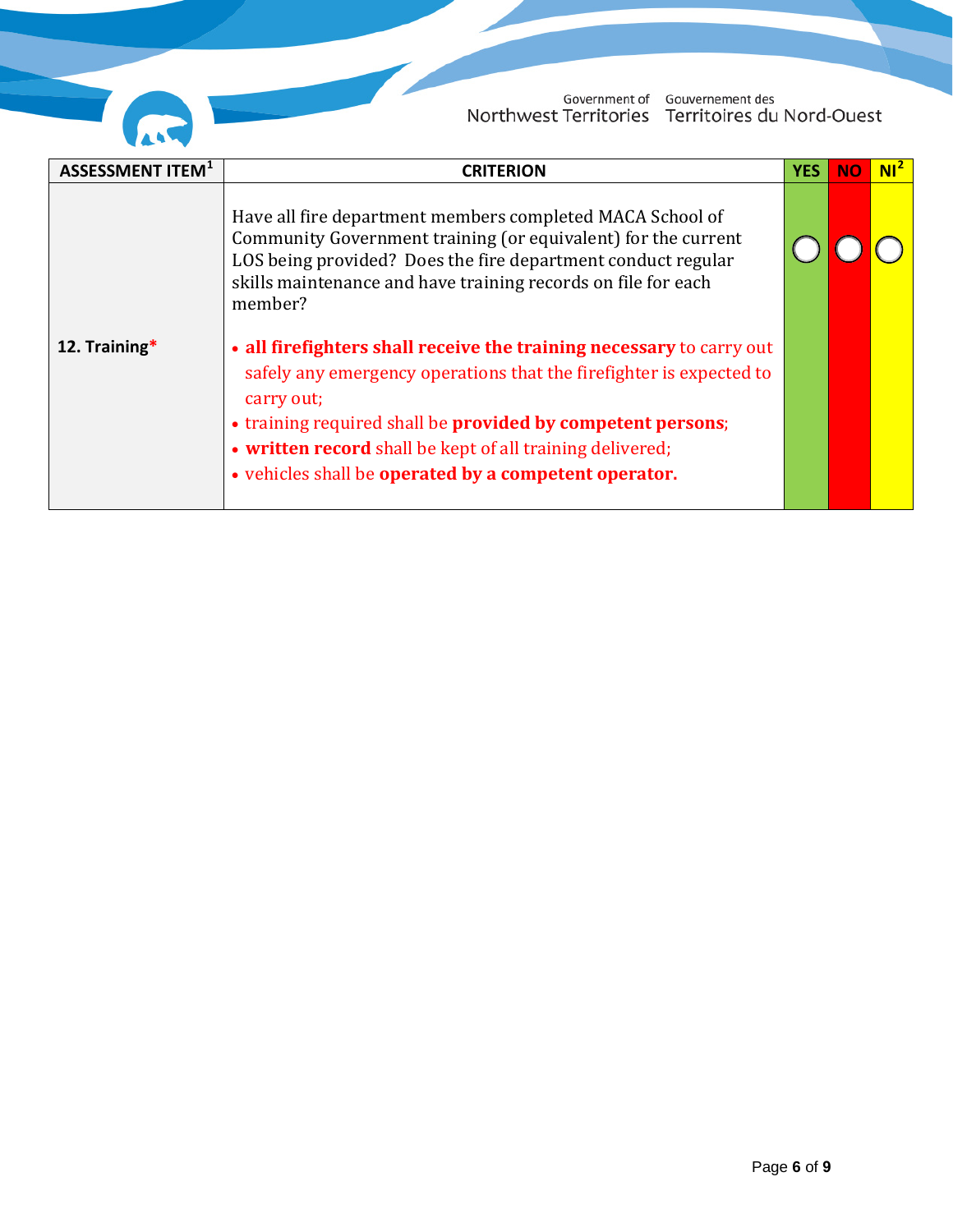| ASSESSMENT ITEM[1] | CRITERION | YES | NO | NI[2] |
|---|---|---|---|---|
| **12. Training*** | Have all fire department members completed MACA School of Community Government training (or equivalent) for the current LOS being provided? Does the fire department conduct regular skills maintenance and have training records on file for each member?<br><br>• **all firefighters shall receive the training necessary** to carry out safely any emergency operations that the firefighter is expected to carry out;<br>• training required shall be **provided by competent persons**;<br>• **written record** shall be kept of all training delivered;<br>• vehicles shall be **operated by a competent operator.** | ◯ | ◯ | ◯ |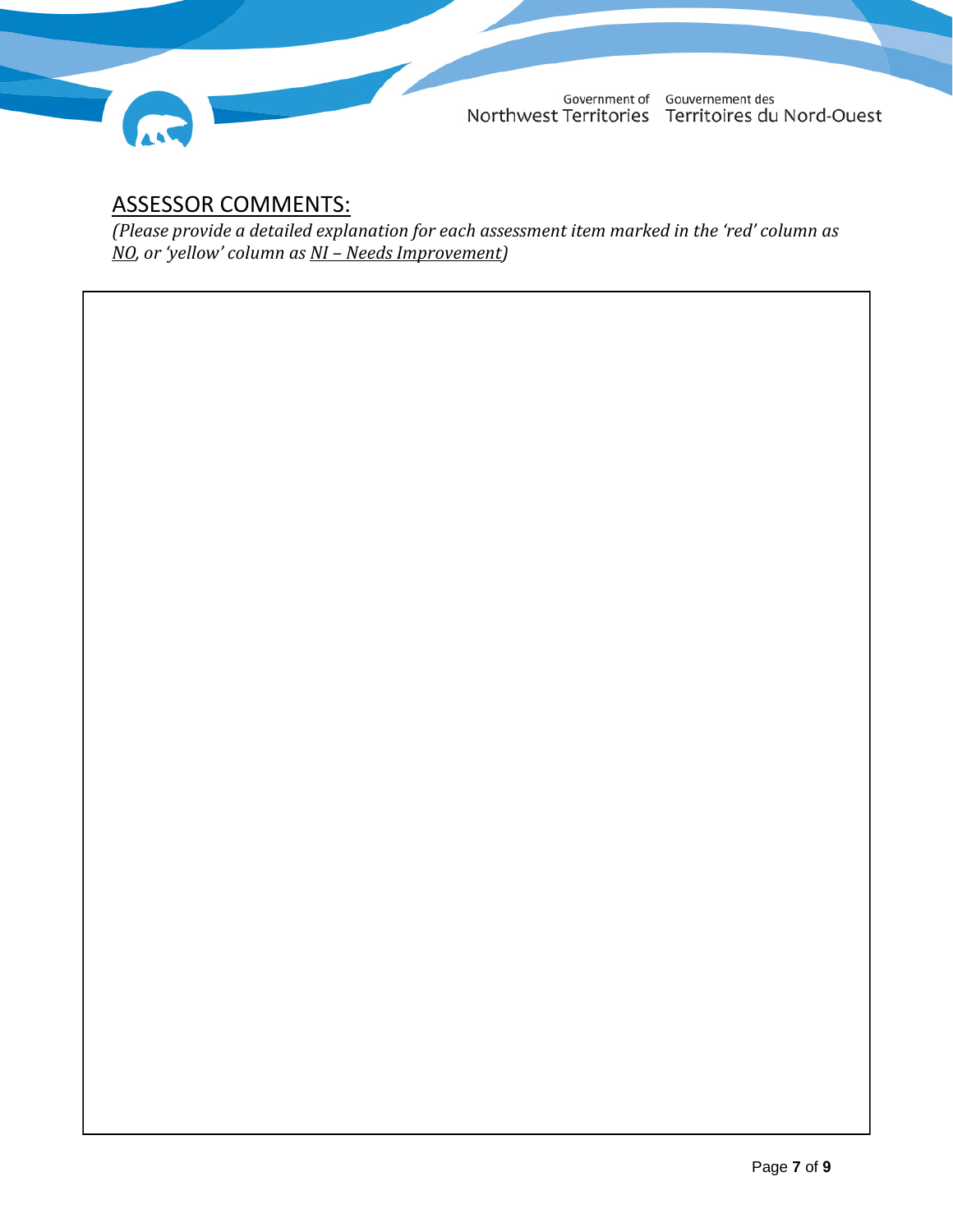## ASSESSOR COMMENTS:

*(Please provide a detailed explanation for each assessment item marked in the 'red' column as NO, or 'yellow' column as NI – Needs Improvement)*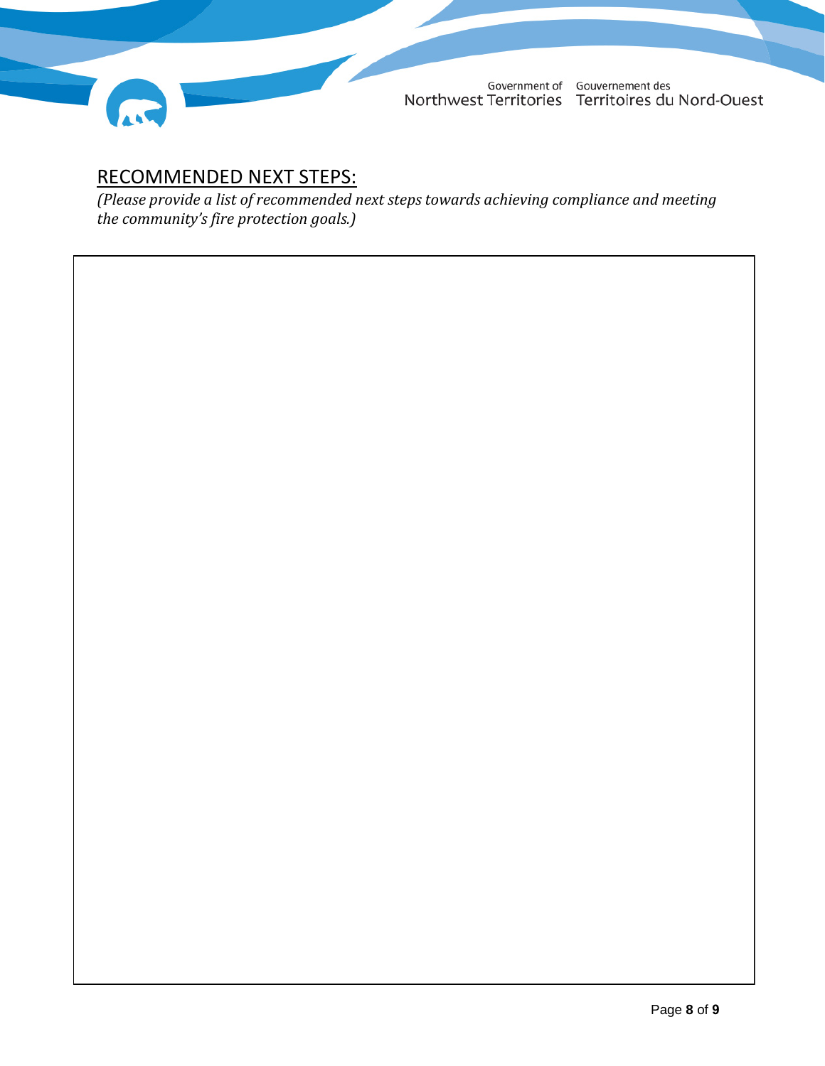## RECOMMENDED NEXT STEPS:

*(Please provide a list of recommended next steps towards achieving compliance and meeting the community's fire protection goals.)*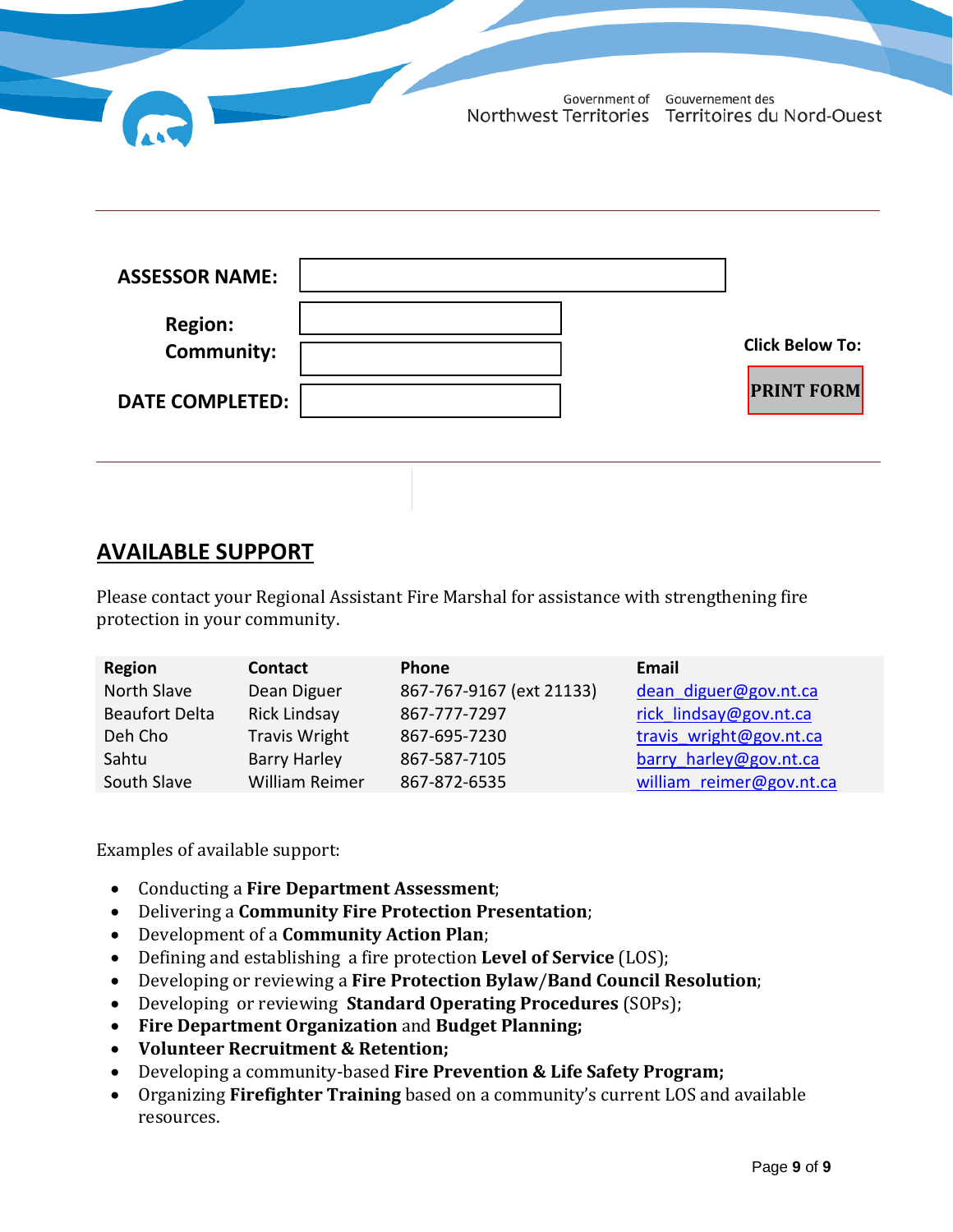Government of Northwest Territories | Gouvernement des Territoires du Nord-Ouest

**ASSESSOR NAME:**

**Region:**

**Community:**

**DATE COMPLETED:**

Click Below To:

**PRINT FORM**

## AVAILABLE SUPPORT

Please contact your Regional Assistant Fire Marshal for assistance with strengthening fire protection in your community.

| Region | Contact | Phone | Email |
|---|---|---|---|
| North Slave | Dean Diguer | 867-767-9167 (ext 21133) | dean_diguer@gov.nt.ca |
| Beaufort Delta | Rick Lindsay | 867-777-7297 | rick_lindsay@gov.nt.ca |
| Deh Cho | Travis Wright | 867-695-7230 | travis_wright@gov.nt.ca |
| Sahtu | Barry Harley | 867-587-7105 | barry_harley@gov.nt.ca |
| South Slave | William Reimer | 867-872-6535 | william_reimer@gov.nt.ca |

Examples of available support:

- Conducting a **Fire Department Assessment**;
- Delivering a **Community Fire Protection Presentation**;
- Development of a **Community Action Plan**;
- Defining and establishing a fire protection **Level of Service** (LOS);
- Developing or reviewing a **Fire Protection Bylaw/Band Council Resolution**;
- Developing or reviewing **Standard Operating Procedures** (SOPs);
- **Fire Department Organization** and **Budget Planning;**
- **Volunteer Recruitment & Retention;**
- Developing a community-based **Fire Prevention & Life Safety Program;**
- Organizing **Firefighter Training** based on a community's current LOS and available resources.